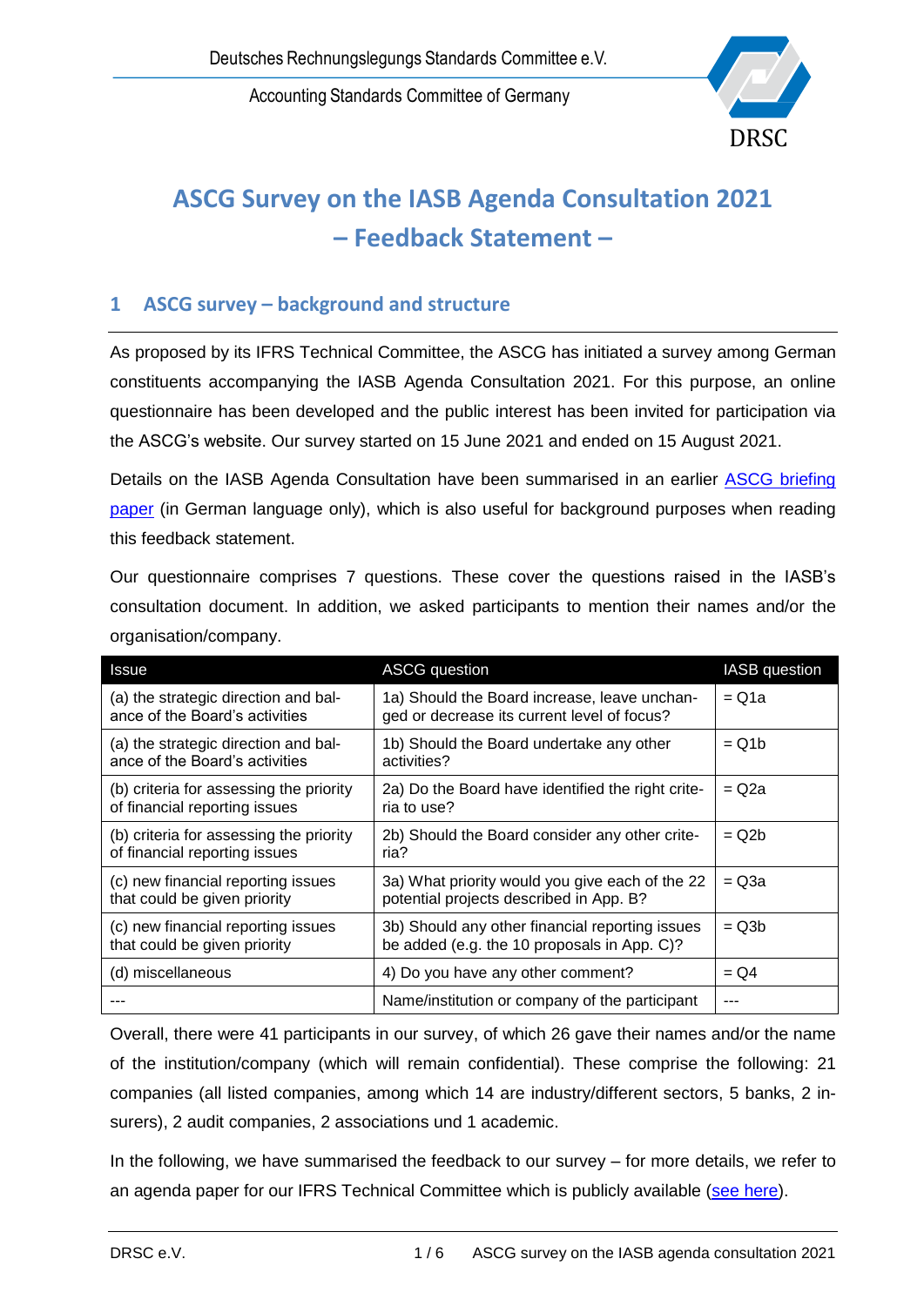Deutsches Rechnungslegungs Standards Committee e.V.

Accounting Standards Committee of Germany

# ASCG Survey on the IASB Agenda Consultation 2021 – Feedback Statement –

## 1 ASCG survey – background and structure

As proposed by its IFRS Technical Committee, the ASCG has initiated a survey among German constituents accompanying the IASB Agenda Consultation 2021. For this purpose, an online questionnaire has been developed and the public interest has been invited for participation via the ASCG's website. Our survey started on 15 June 2021 and ended on 15 August 2021.

Details on the IASB Agenda Consultation have been summarised in an earlier ASCG briefing paper (in German language only), which is also useful for background purposes when reading this feedback statement.

Our questionnaire comprises 7 questions. These cover the questions raised in the IASB's consultation document. In addition, we asked participants to mention their names and/or the organisation/company.

| Issue | ASCG question | IASB question |
|---|---|---|
| (a) the strategic direction and balance of the Board's activities | 1a) Should the Board increase, leave unchanged or decrease its current level of focus? | = Q1a |
| (a) the strategic direction and balance of the Board's activities | 1b) Should the Board undertake any other activities? | = Q1b |
| (b) criteria for assessing the priority of financial reporting issues | 2a) Do the Board have identified the right criteria to use? | = Q2a |
| (b) criteria for assessing the priority of financial reporting issues | 2b) Should the Board consider any other criteria? | = Q2b |
| (c) new financial reporting issues that could be given priority | 3a) What priority would you give each of the 22 potential projects described in App. B? | = Q3a |
| (c) new financial reporting issues that could be given priority | 3b) Should any other financial reporting issues be added (e.g. the 10 proposals in App. C)? | = Q3b |
| (d) miscellaneous | 4) Do you have any other comment? | = Q4 |
| --- | Name/institution or company of the participant | --- |

Overall, there were 41 participants in our survey, of which 26 gave their names and/or the name of the institution/company (which will remain confidential). These comprise the following: 21 companies (all listed companies, among which 14 are industry/different sectors, 5 banks, 2 insurers), 2 audit companies, 2 associations und 1 academic.

In the following, we have summarised the feedback to our survey – for more details, we refer to an agenda paper for our IFRS Technical Committee which is publicly available (see here).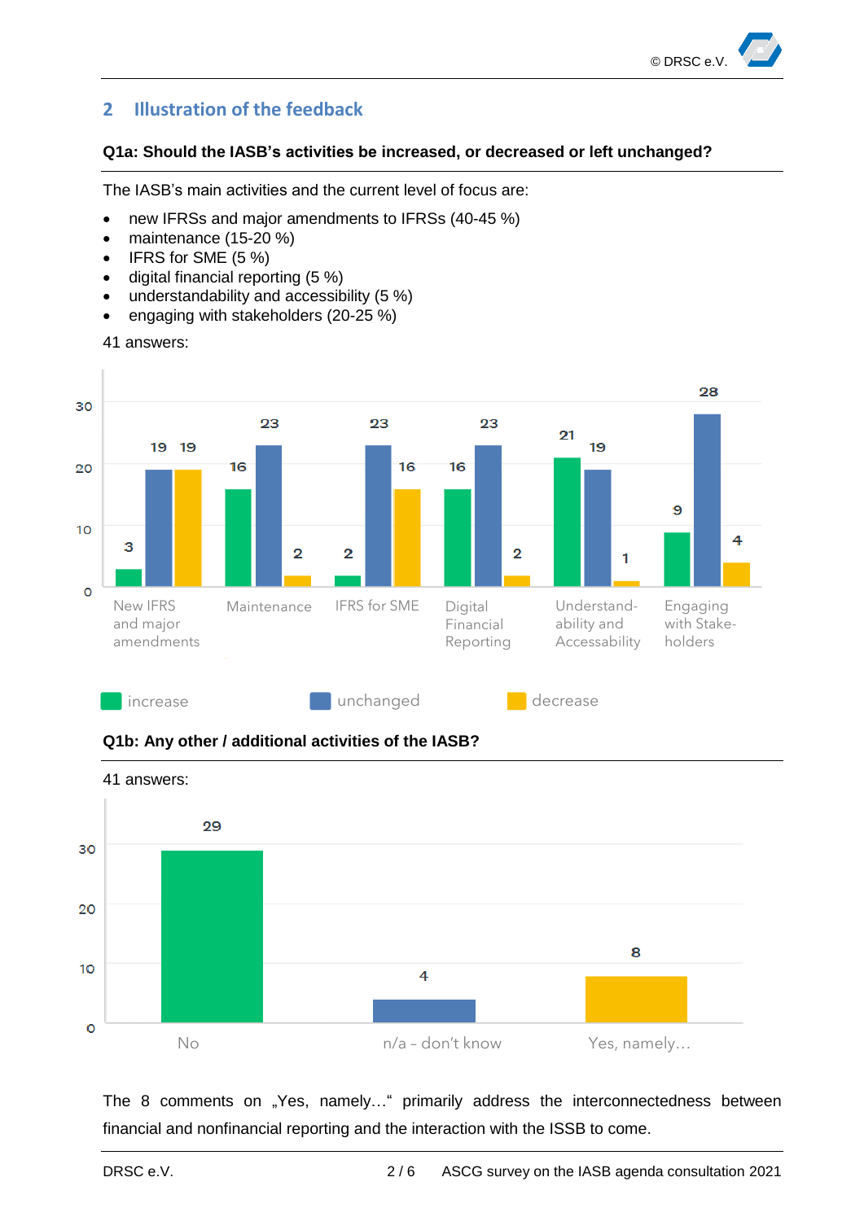## 2 Illustration of the feedback

**Q1a: Should the IASB's activities be increased, or decreased or left unchanged?**

The IASB's main activities and the current level of focus are:

- new IFRSs and major amendments to IFRSs (40-45 %)
- maintenance (15-20 %)
- IFRS for SME (5 %)
- digital financial reporting (5 %)
- understandability and accessibility (5 %)
- engaging with stakeholders (20-25 %)

41 answers:

| | increase | unchanged | decrease |
|---|---|---|---|
| New IFRS and major amendments | 3 | 19 | 19 |
| Maintenance | 16 | 23 | 2 |
| IFRS for SME | 2 | 23 | 16 |
| Digital Financial Reporting | 16 | 23 | 2 |
| Understand-ability and Accessability | 21 | 19 | 1 |
| Engaging with Stake-holders | 9 | 28 | 4 |

**Q1b: Any other / additional activities of the IASB?**

41 answers:

| No | n/a - don't know | Yes, namely… |
|---|---|---|
| 29 | 4 | 8 |

The 8 comments on „Yes, namely…" primarily address the interconnectedness between financial and nonfinancial reporting and the interaction with the ISSB to come.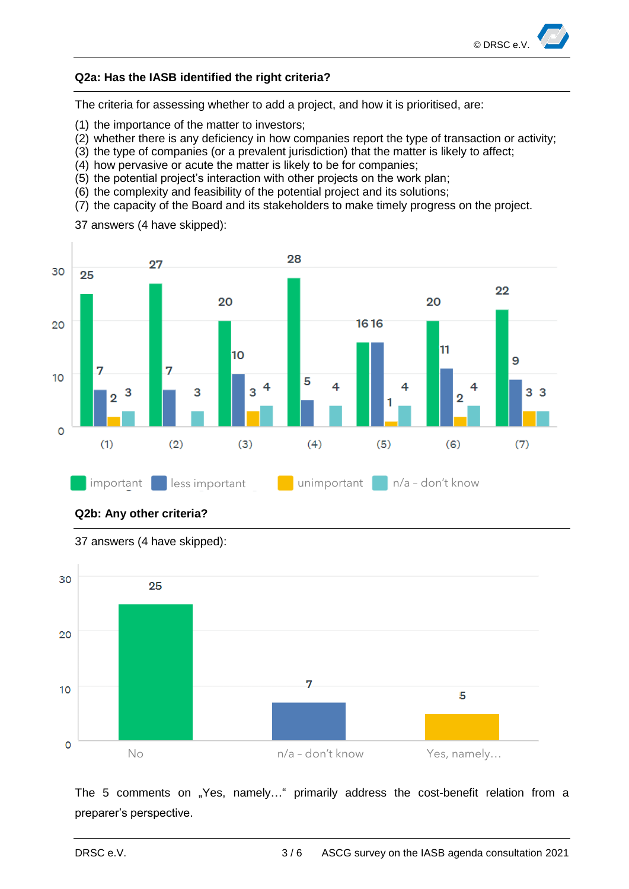**Q2a: Has the IASB identified the right criteria?**

The criteria for assessing whether to add a project, and how it is prioritised, are:

(1) the importance of the matter to investors;
(2) whether there is any deficiency in how companies report the type of transaction or activity;
(3) the type of companies (or a prevalent jurisdiction) that the matter is likely to affect;
(4) how pervasive or acute the matter is likely to be for companies;
(5) the potential project's interaction with other projects on the work plan;
(6) the complexity and feasibility of the potential project and its solutions;
(7) the capacity of the Board and its stakeholders to make timely progress on the project.

37 answers (4 have skipped):

| | important | less important | unimportant | n/a – don't know |
|---|---|---|---|---|
| (1) | 25 | 7 | 2 | 3 |
| (2) | 27 | 7 | | 3 |
| (3) | 20 | 10 | 3 | 4 |
| (4) | 28 | 5 | | 4 |
| (5) | 16 | 16 | 1 | 4 |
| (6) | 20 | 11 | 2 | 4 |
| (7) | 22 | 9 | 3 | 3 |

**Q2b: Any other criteria?**

37 answers (4 have skipped):

| No | n/a – don't know | Yes, namely… |
|---|---|---|
| 25 | 7 | 5 |

The 5 comments on „Yes, namely…" primarily address the cost-benefit relation from a preparer's perspective.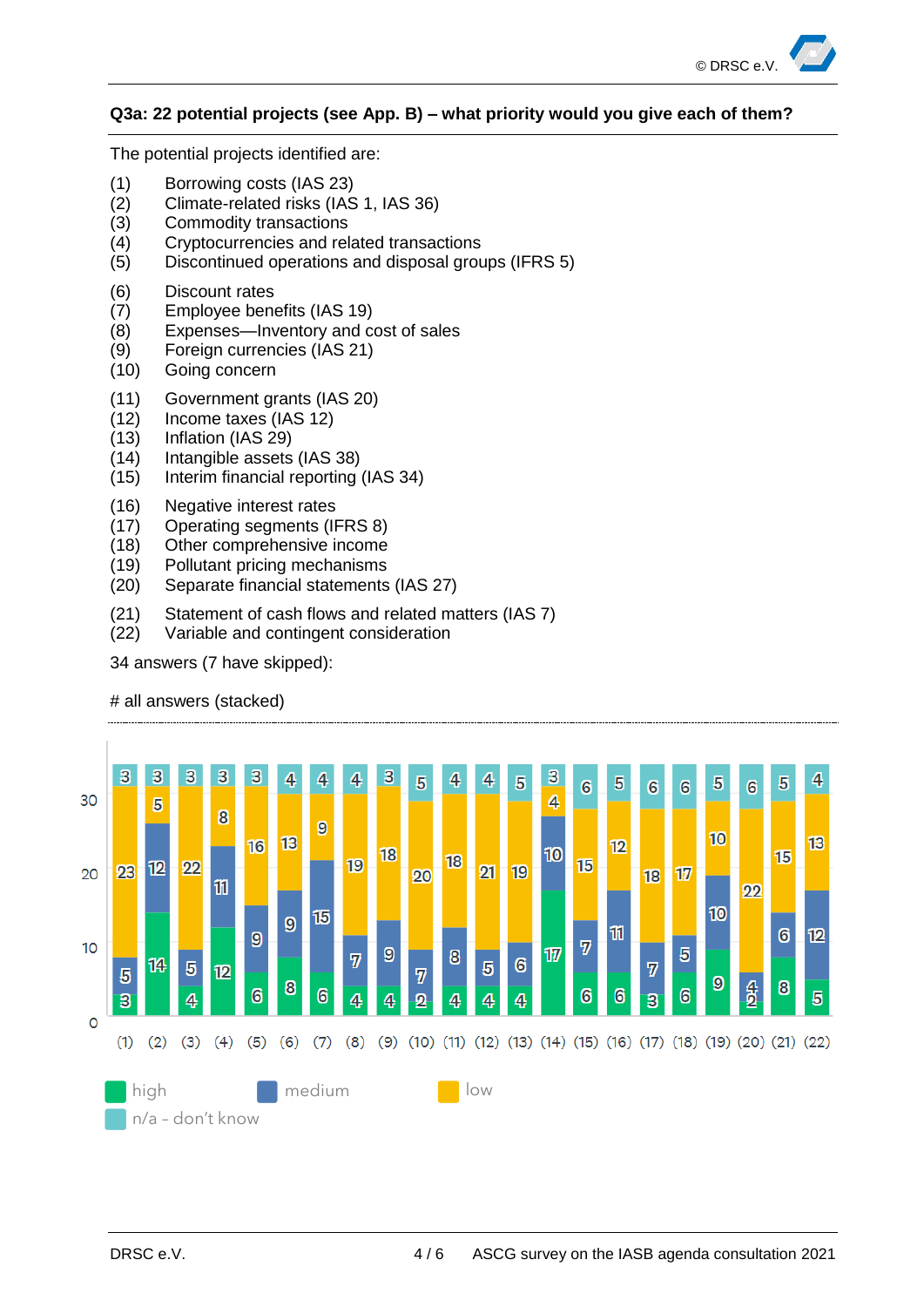## Q3a: 22 potential projects (see App. B) – what priority would you give each of them?

The potential projects identified are:

(1) Borrowing costs (IAS 23)
(2) Climate-related risks (IAS 1, IAS 36)
(3) Commodity transactions
(4) Cryptocurrencies and related transactions
(5) Discontinued operations and disposal groups (IFRS 5)

(6) Discount rates
(7) Employee benefits (IAS 19)
(8) Expenses—Inventory and cost of sales
(9) Foreign currencies (IAS 21)
(10) Going concern

(11) Government grants (IAS 20)
(12) Income taxes (IAS 12)
(13) Inflation (IAS 29)
(14) Intangible assets (IAS 38)
(15) Interim financial reporting (IAS 34)

(16) Negative interest rates
(17) Operating segments (IFRS 8)
(18) Other comprehensive income
(19) Pollutant pricing mechanisms
(20) Separate financial statements (IAS 27)

(21) Statement of cash flows and related matters (IAS 7)
(22) Variable and contingent consideration

34 answers (7 have skipped):

# all answers (stacked)

| Project | high | medium | low | n/a - don't know |
|---|---|---|---|---|
| (1) | 3 | 5 | 23 | 3 |
| (2) | 14 | 12 | 5 | 3 |
| (3) | 4 | 5 | 22 | 3 |
| (4) | 12 | 11 | 8 | 3 |
| (5) | 6 | 9 | 16 | 3 |
| (6) | 8 | 9 | 13 | 4 |
| (7) | 6 | 15 | 9 | 4 |
| (8) | 4 | 7 | 19 | 4 |
| (9) | 4 | 9 | 18 | 3 |
| (10) | 2 | 7 | 20 | 5 |
| (11) | 4 | 8 | 18 | 4 |
| (12) | 4 | 5 | 21 | 4 |
| (13) | 4 | 6 | 19 | 5 |
| (14) | 17 | 10 | 4 | 3 |
| (15) | 6 | 7 | 15 | 6 |
| (16) | 6 | 11 | 12 | 5 |
| (17) | 3 | 7 | 18 | 6 |
| (18) | 6 | 5 | 17 | 6 |
| (19) | 9 | 10 | 10 | 5 |
| (20) | 2 | 4 | 22 | 6 |
| (21) | 8 | 6 | 15 | 5 |
| (22) | 5 | 12 | 13 | 4 |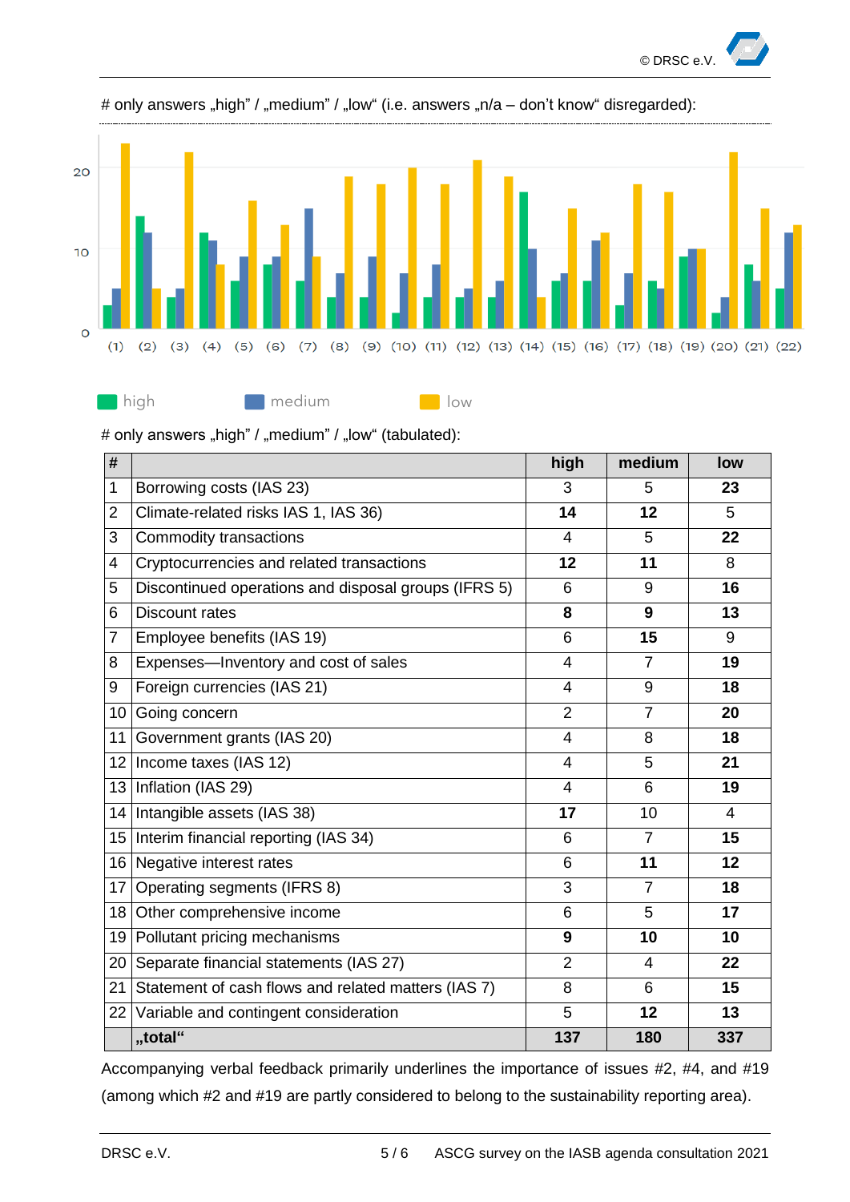# only answers „high” / „medium” / „low“ (i.e. answers „n/a – don’t know“ disregarded):

# only answers „high” / „medium” / „low“ (tabulated):

| # | | high | medium | low |
|---|---|---|---|---|
| 1 | Borrowing costs (IAS 23) | 3 | 5 | **23** |
| 2 | Climate-related risks IAS 1, IAS 36) | **14** | **12** | 5 |
| 3 | Commodity transactions | 4 | 5 | **22** |
| 4 | Cryptocurrencies and related transactions | **12** | **11** | 8 |
| 5 | Discontinued operations and disposal groups (IFRS 5) | 6 | 9 | **16** |
| 6 | Discount rates | **8** | **9** | **13** |
| 7 | Employee benefits (IAS 19) | 6 | **15** | 9 |
| 8 | Expenses—Inventory and cost of sales | 4 | 7 | **19** |
| 9 | Foreign currencies (IAS 21) | 4 | 9 | **18** |
| 10 | Going concern | 2 | 7 | **20** |
| 11 | Government grants (IAS 20) | 4 | 8 | **18** |
| 12 | Income taxes (IAS 12) | 4 | 5 | **21** |
| 13 | Inflation (IAS 29) | 4 | 6 | **19** |
| 14 | Intangible assets (IAS 38) | **17** | 10 | 4 |
| 15 | Interim financial reporting (IAS 34) | 6 | 7 | **15** |
| 16 | Negative interest rates | 6 | **11** | **12** |
| 17 | Operating segments (IFRS 8) | 3 | 7 | **18** |
| 18 | Other comprehensive income | 6 | 5 | **17** |
| 19 | Pollutant pricing mechanisms | **9** | **10** | **10** |
| 20 | Separate financial statements (IAS 27) | 2 | 4 | **22** |
| 21 | Statement of cash flows and related matters (IAS 7) | 8 | 6 | **15** |
| 22 | Variable and contingent consideration | 5 | **12** | **13** |
| | **„total“** | **137** | **180** | **337** |

Accompanying verbal feedback primarily underlines the importance of issues #2, #4, and #19 (among which #2 and #19 are partly considered to belong to the sustainability reporting area).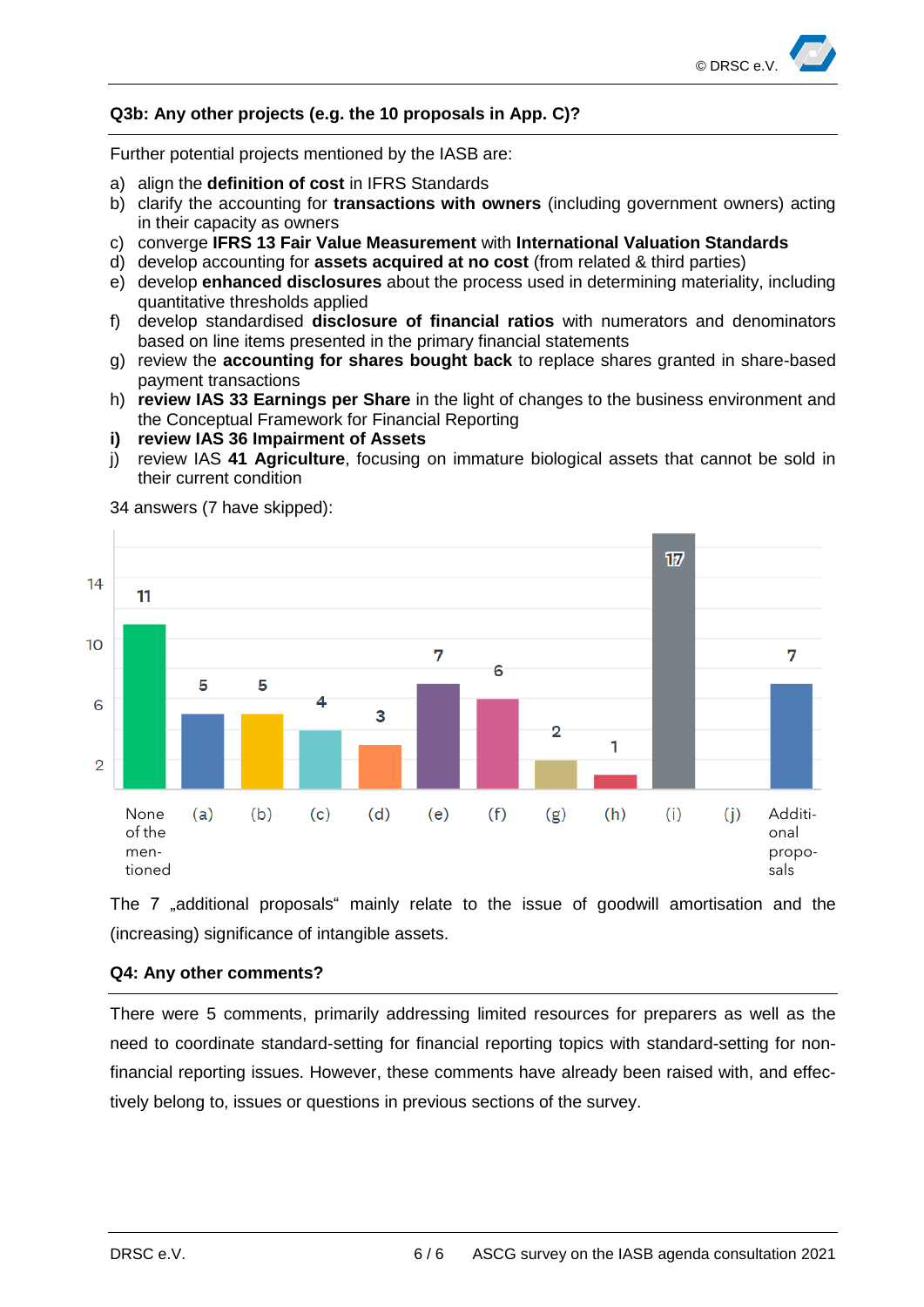### Q3b: Any other projects (e.g. the 10 proposals in App. C)?

Further potential projects mentioned by the IASB are:

a) align the **definition of cost** in IFRS Standards
b) clarify the accounting for **transactions with owners** (including government owners) acting in their capacity as owners
c) converge **IFRS 13 Fair Value Measurement** with **International Valuation Standards**
d) develop accounting for **assets acquired at no cost** (from related & third parties)
e) develop **enhanced disclosures** about the process used in determining materiality, including quantitative thresholds applied
f) develop standardised **disclosure of financial ratios** with numerators and denominators based on line items presented in the primary financial statements
g) review the **accounting for shares bought back** to replace shares granted in share-based payment transactions
h) **review IAS 33 Earnings per Share** in the light of changes to the business environment and the Conceptual Framework for Financial Reporting
**i) review IAS 36 Impairment of Assets**
j) review IAS **41 Agriculture**, focusing on immature biological assets that cannot be sold in their current condition

34 answers (7 have skipped):

14
10
6
2

11
5
5
4
3
7
6
2
1
17
7

None of the men-tioned
(a)
(b)
(c)
(d)
(e)
(f)
(g)
(h)
(i)
(j)
Additi-onal propo-sals

The 7 „additional proposals" mainly relate to the issue of goodwill amortisation and the (increasing) significance of intangible assets.

### Q4: Any other comments?

There were 5 comments, primarily addressing limited resources for preparers as well as the need to coordinate standard-setting for financial reporting topics with standard-setting for non-financial reporting issues. However, these comments have already been raised with, and effectively belong to, issues or questions in previous sections of the survey.